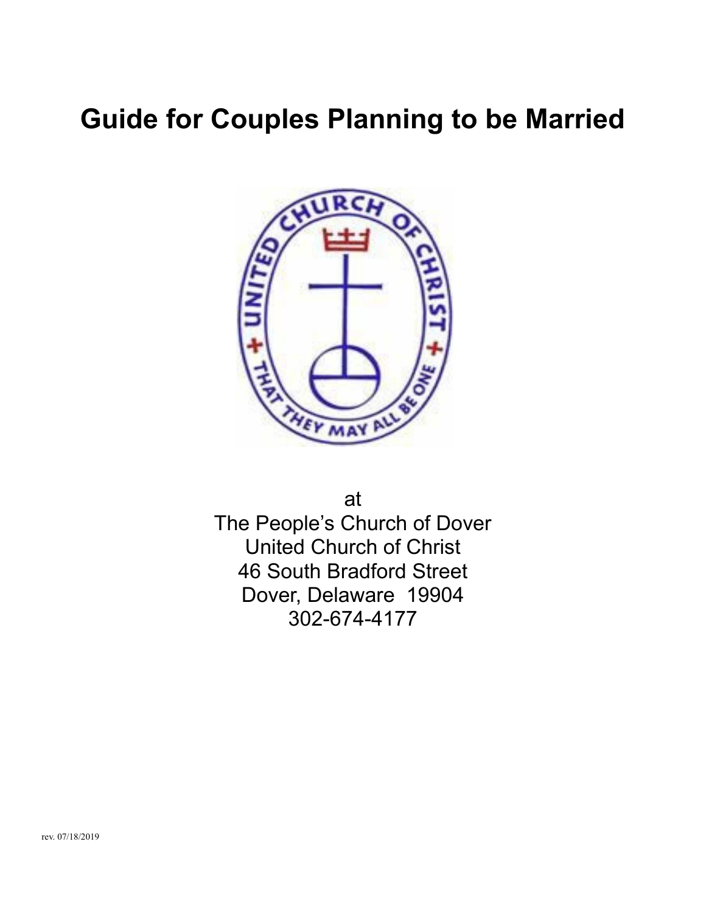# Guide for Couples Planning to be Married

at
The People's Church of Dover
United Church of Christ
46 South Bradford Street
Dover, Delaware 19904
302-674-4177

rev. 07/18/2019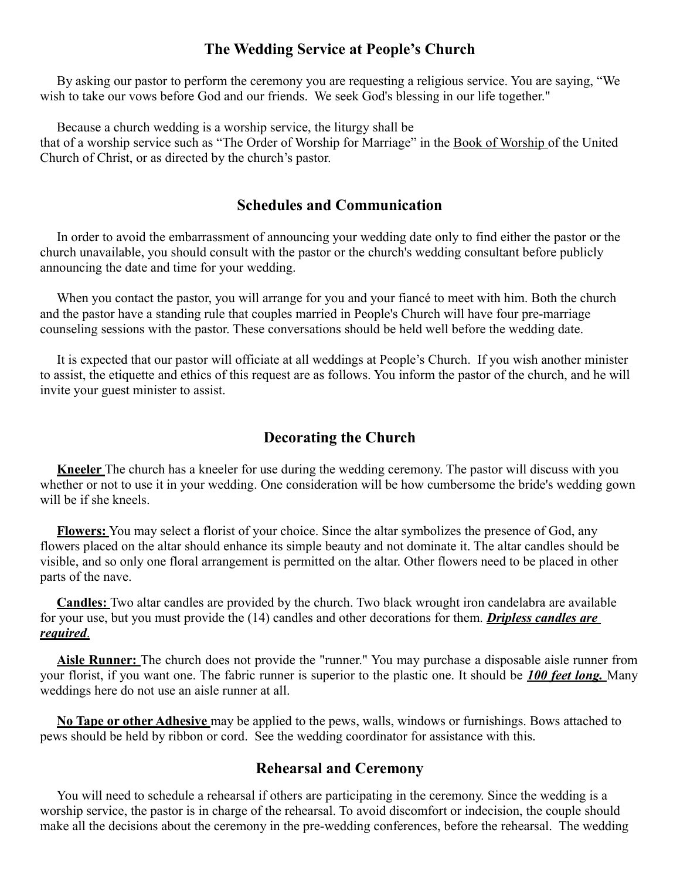## The Wedding Service at People's Church

By asking our pastor to perform the ceremony you are requesting a religious service. You are saying, "We wish to take our vows before God and our friends. We seek God's blessing in our life together."

Because a church wedding is a worship service, the liturgy shall be that of a worship service such as "The Order of Worship for Marriage" in the Book of Worship of the United Church of Christ, or as directed by the church's pastor.

## Schedules and Communication

In order to avoid the embarrassment of announcing your wedding date only to find either the pastor or the church unavailable, you should consult with the pastor or the church's wedding consultant before publicly announcing the date and time for your wedding.

When you contact the pastor, you will arrange for you and your fiancé to meet with him. Both the church and the pastor have a standing rule that couples married in People's Church will have four pre-marriage counseling sessions with the pastor. These conversations should be held well before the wedding date.

It is expected that our pastor will officiate at all weddings at People's Church. If you wish another minister to assist, the etiquette and ethics of this request are as follows. You inform the pastor of the church, and he will invite your guest minister to assist.

## Decorating the Church

**Kneeler** The church has a kneeler for use during the wedding ceremony. The pastor will discuss with you whether or not to use it in your wedding. One consideration will be how cumbersome the bride's wedding gown will be if she kneels.

**Flowers:** You may select a florist of your choice. Since the altar symbolizes the presence of God, any flowers placed on the altar should enhance its simple beauty and not dominate it. The altar candles should be visible, and so only one floral arrangement is permitted on the altar. Other flowers need to be placed in other parts of the nave.

**Candles:** Two altar candles are provided by the church. Two black wrought iron candelabra are available for your use, but you must provide the (14) candles and other decorations for them. ***Dripless candles are required***.

**Aisle Runner:** The church does not provide the "runner." You may purchase a disposable aisle runner from your florist, if you want one. The fabric runner is superior to the plastic one. It should be ***100 feet long.*** Many weddings here do not use an aisle runner at all.

**No Tape or other Adhesive** may be applied to the pews, walls, windows or furnishings. Bows attached to pews should be held by ribbon or cord. See the wedding coordinator for assistance with this.

## Rehearsal and Ceremony

You will need to schedule a rehearsal if others are participating in the ceremony. Since the wedding is a worship service, the pastor is in charge of the rehearsal. To avoid discomfort or indecision, the couple should make all the decisions about the ceremony in the pre-wedding conferences, before the rehearsal. The wedding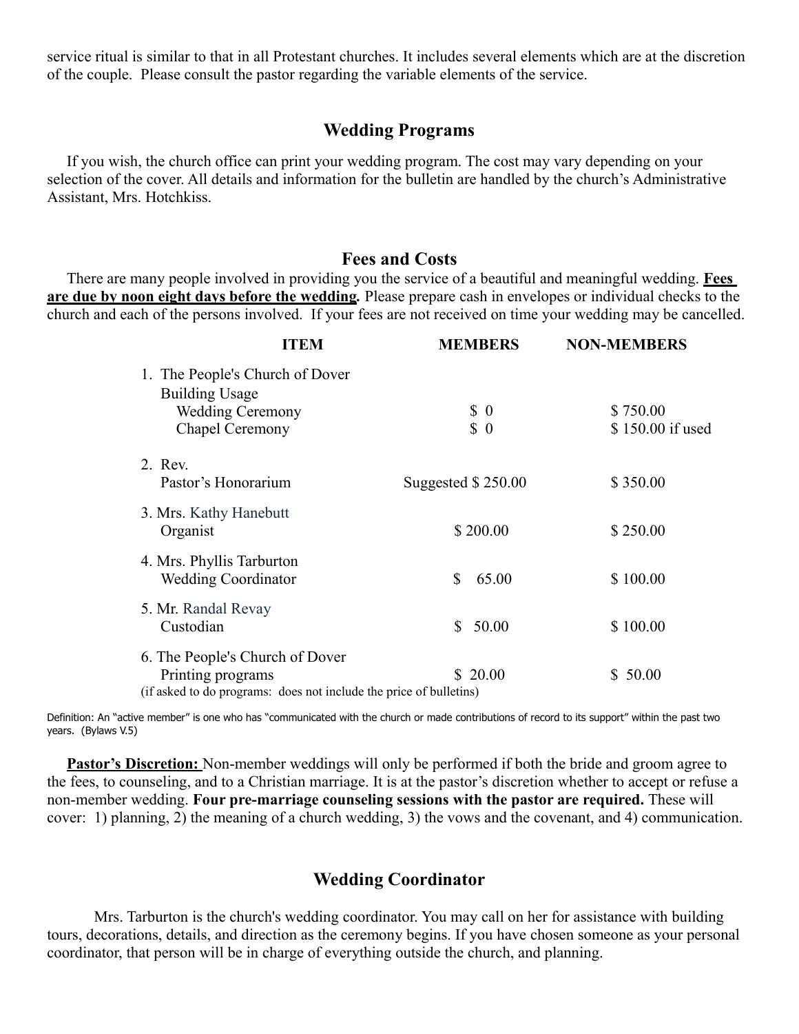service ritual is similar to that in all Protestant churches. It includes several elements which are at the discretion of the couple. Please consult the pastor regarding the variable elements of the service.

## Wedding Programs

If you wish, the church office can print your wedding program. The cost may vary depending on your selection of the cover. All details and information for the bulletin are handled by the church's Administrative Assistant, Mrs. Hotchkiss.

## Fees and Costs

There are many people involved in providing you the service of a beautiful and meaningful wedding. **Fees are due by noon eight days before the wedding.** Please prepare cash in envelopes or individual checks to the church and each of the persons involved. If your fees are not received on time your wedding may be cancelled.

| ITEM | MEMBERS | NON-MEMBERS |
|---|---|---|
| 1. The People's Church of Dover | | |
| Building Usage | | |
| Wedding Ceremony | $ 0 | $ 750.00 |
| Chapel Ceremony | $ 0 | $ 150.00 if used |
| 2. Rev. | | |
| Pastor's Honorarium | Suggested $ 250.00 | $ 350.00 |
| 3. Mrs. Kathy Hanebutt | | |
| Organist | $ 200.00 | $ 250.00 |
| 4. Mrs. Phyllis Tarburton | | |
| Wedding Coordinator | $ 65.00 | $ 100.00 |
| 5. Mr. Randal Revay | | |
| Custodian | $ 50.00 | $ 100.00 |
| 6. The People's Church of Dover | | |
| Printing programs | $ 20.00 | $ 50.00 |
| (if asked to do programs: does not include the price of bulletins) | | |

Definition: An "active member" is one who has "communicated with the church or made contributions of record to its support" within the past two years. (Bylaws V.5)

**Pastor's Discretion:** Non-member weddings will only be performed if both the bride and groom agree to the fees, to counseling, and to a Christian marriage. It is at the pastor's discretion whether to accept or refuse a non-member wedding. **Four pre-marriage counseling sessions with the pastor are required.** These will cover: 1) planning, 2) the meaning of a church wedding, 3) the vows and the covenant, and 4) communication.

## Wedding Coordinator

Mrs. Tarburton is the church's wedding coordinator. You may call on her for assistance with building tours, decorations, details, and direction as the ceremony begins. If you have chosen someone as your personal coordinator, that person will be in charge of everything outside the church, and planning.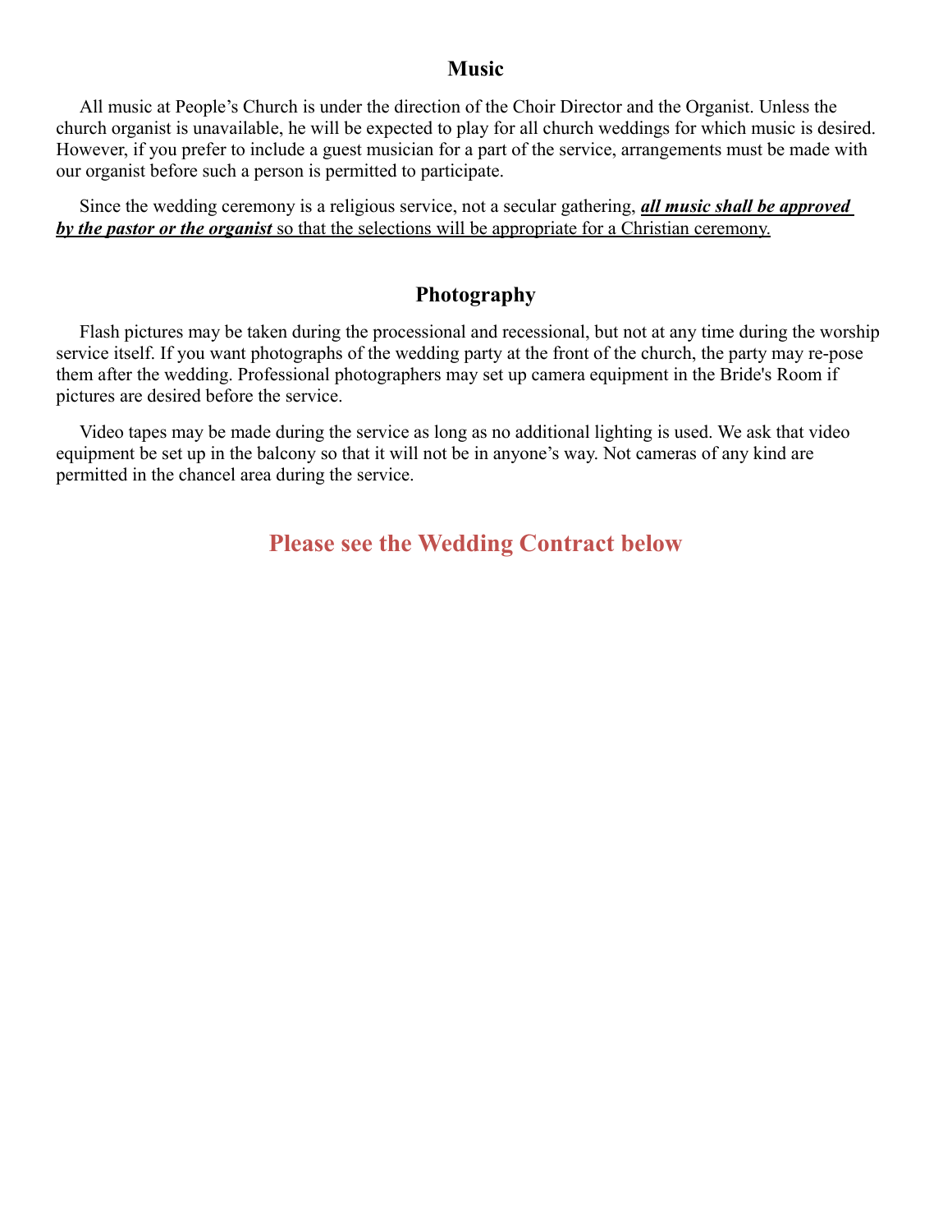## Music

All music at People's Church is under the direction of the Choir Director and the Organist. Unless the church organist is unavailable, he will be expected to play for all church weddings for which music is desired. However, if you prefer to include a guest musician for a part of the service, arrangements must be made with our organist before such a person is permitted to participate.

Since the wedding ceremony is a religious service, not a secular gathering, <u>***all music shall be approved by the pastor or the organist*** so that the selections will be appropriate for a Christian ceremony.</u>

## Photography

Flash pictures may be taken during the processional and recessional, but not at any time during the worship service itself. If you want photographs of the wedding party at the front of the church, the party may re-pose them after the wedding. Professional photographers may set up camera equipment in the Bride's Room if pictures are desired before the service.

Video tapes may be made during the service as long as no additional lighting is used. We ask that video equipment be set up in the balcony so that it will not be in anyone's way. Not cameras of any kind are permitted in the chancel area during the service.

## Please see the Wedding Contract below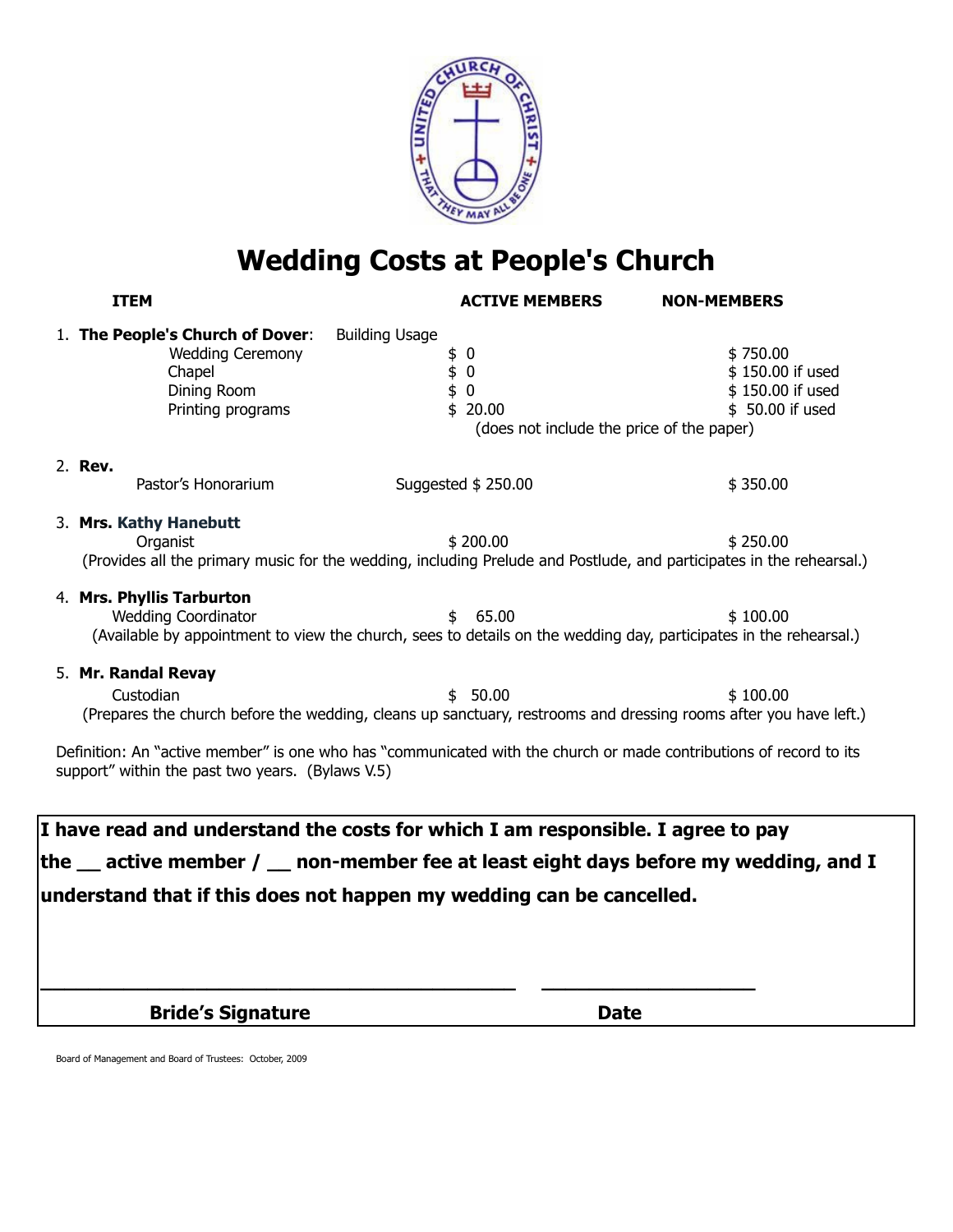# Wedding Costs at People's Church

| ITEM | | ACTIVE MEMBERS | NON-MEMBERS |
|---|---|---|---|
| 1. **The People's Church of Dover**: | Building Usage | | |
| Wedding Ceremony | | $ 0 | $ 750.00 |
| Chapel | | $ 0 | $ 150.00 if used |
| Dining Room | | $ 0 | $ 150.00 if used |
| Printing programs | | $ 20.00 | $ 50.00 if used |
| | | (does not include the price of the paper) | |
| 2. **Rev.** | | | |
| Pastor's Honorarium | | Suggested $ 250.00 | $ 350.00 |
| 3. **Mrs. Kathy Hanebutt** | | | |
| Organist | | $ 200.00 | $ 250.00 |
| 4. **Mrs. Phyllis Tarburton** | | | |
| Wedding Coordinator | | $ 65.00 | $ 100.00 |
| 5. **Mr. Randal Revay** | | | |
| Custodian | | $ 50.00 | $ 100.00 |

Organist: (Provides all the primary music for the wedding, including Prelude and Postlude, and participates in the rehearsal.)

Wedding Coordinator: (Available by appointment to view the church, sees to details on the wedding day, participates in the rehearsal.)

Custodian: (Prepares the church before the wedding, cleans up sanctuary, restrooms and dressing rooms after you have left.)

Definition: An "active member" is one who has "communicated with the church or made contributions of record to its support" within the past two years. (Bylaws V.5)

**I have read and understand the costs for which I am responsible. I agree to pay the __ active member / __ non-member fee at least eight days before my wedding, and I understand that if this does not happen my wedding can be cancelled.**

\_\_\_\_\_\_\_\_\_\_\_\_\_\_\_\_\_\_\_\_\_\_\_\_\_\_\_\_\_\_\_\_\_\_\_\_\_\_\_\_ \_\_\_\_\_\_\_\_\_\_\_\_\_\_\_\_\_\_\_\_

**Bride's Signature** **Date**

Board of Management and Board of Trustees: October, 2009